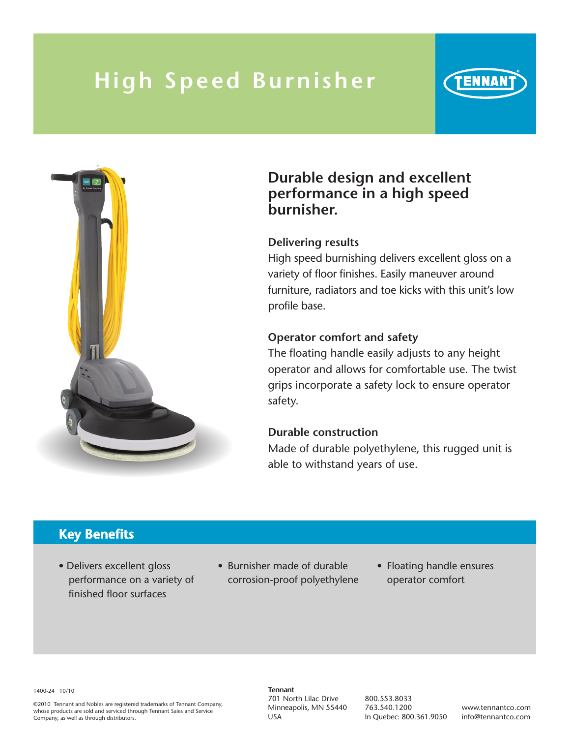# High Speed Burnisher

TENNANT

## Durable design and excellent performance in a high speed burnisher.

### Delivering results

High speed burnishing delivers excellent gloss on a variety of floor finishes. Easily maneuver around furniture, radiators and toe kicks with this unit's low profile base.

### Operator comfort and safety

The floating handle easily adjusts to any height operator and allows for comfortable use. The twist grips incorporate a safety lock to ensure operator safety.

### Durable construction

Made of durable polyethylene, this rugged unit is able to withstand years of use.

## Key Benefits

- Delivers excellent gloss performance on a variety of finished floor surfaces
- Burnisher made of durable corrosion-proof polyethylene
- Floating handle ensures operator comfort

1400-24 10/10

©2010 Tennant and Nobles are registered trademarks of Tennant Company, whose products are sold and serviced through Tennant Sales and Service Company, as well as through distributors.

**Tennant**
701 North Lilac Drive
Minneapolis, MN 55440
USA

800.553.8033
763.540.1200
In Quebec: 800.361.9050

www.tennantco.com
info@tennantco.com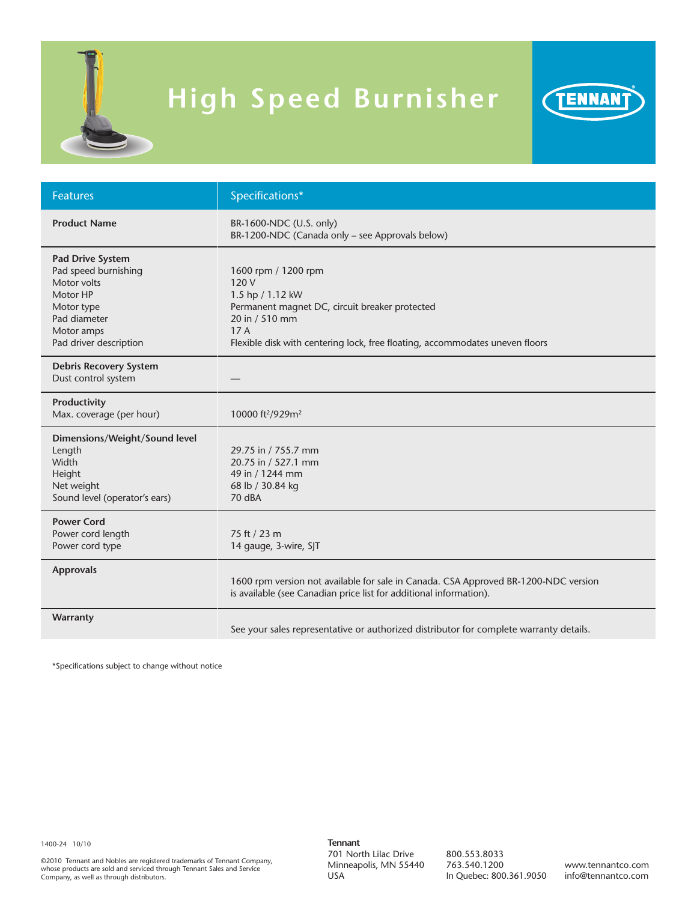# High Speed Burnisher

TENNANT

| Features | Specifications* |
|---|---|
| **Product Name** | BR-1600-NDC (U.S. only)<br>BR-1200-NDC (Canada only – see Approvals below) |
| **Pad Drive System** | |
| Pad speed burnishing | 1600 rpm / 1200 rpm |
| Motor volts | 120 V |
| Motor HP | 1.5 hp / 1.12 kW |
| Motor type | Permanent magnet DC, circuit breaker protected |
| Pad diameter | 20 in / 510 mm |
| Motor amps | 17 A |
| Pad driver description | Flexible disk with centering lock, free floating, accommodates uneven floors |
| **Debris Recovery System** | |
| Dust control system | — |
| **Productivity** | |
| Max. coverage (per hour) | 10000 ft²/929m² |
| **Dimensions/Weight/Sound level** | |
| Length | 29.75 in / 755.7 mm |
| Width | 20.75 in / 527.1 mm |
| Height | 49 in / 1244 mm |
| Net weight | 68 lb / 30.84 kg |
| Sound level (operator's ears) | 70 dBA |
| **Power Cord** | |
| Power cord length | 75 ft / 23 m |
| Power cord type | 14 gauge, 3-wire, SJT |
| **Approvals** | 1600 rpm version not available for sale in Canada. CSA Approved BR-1200-NDC version is available (see Canadian price list for additional information). |
| **Warranty** | See your sales representative or authorized distributor for complete warranty details. |

*Specifications subject to change without notice

1400-24 10/10

©2010 Tennant and Nobles are registered trademarks of Tennant Company, whose products are sold and serviced through Tennant Sales and Service Company, as well as through distributors.

**Tennant**
701 North Lilac Drive
Minneapolis, MN 55440
USA

800.553.8033
763.540.1200
In Quebec: 800.361.9050

www.tennantco.com
info@tennantco.com